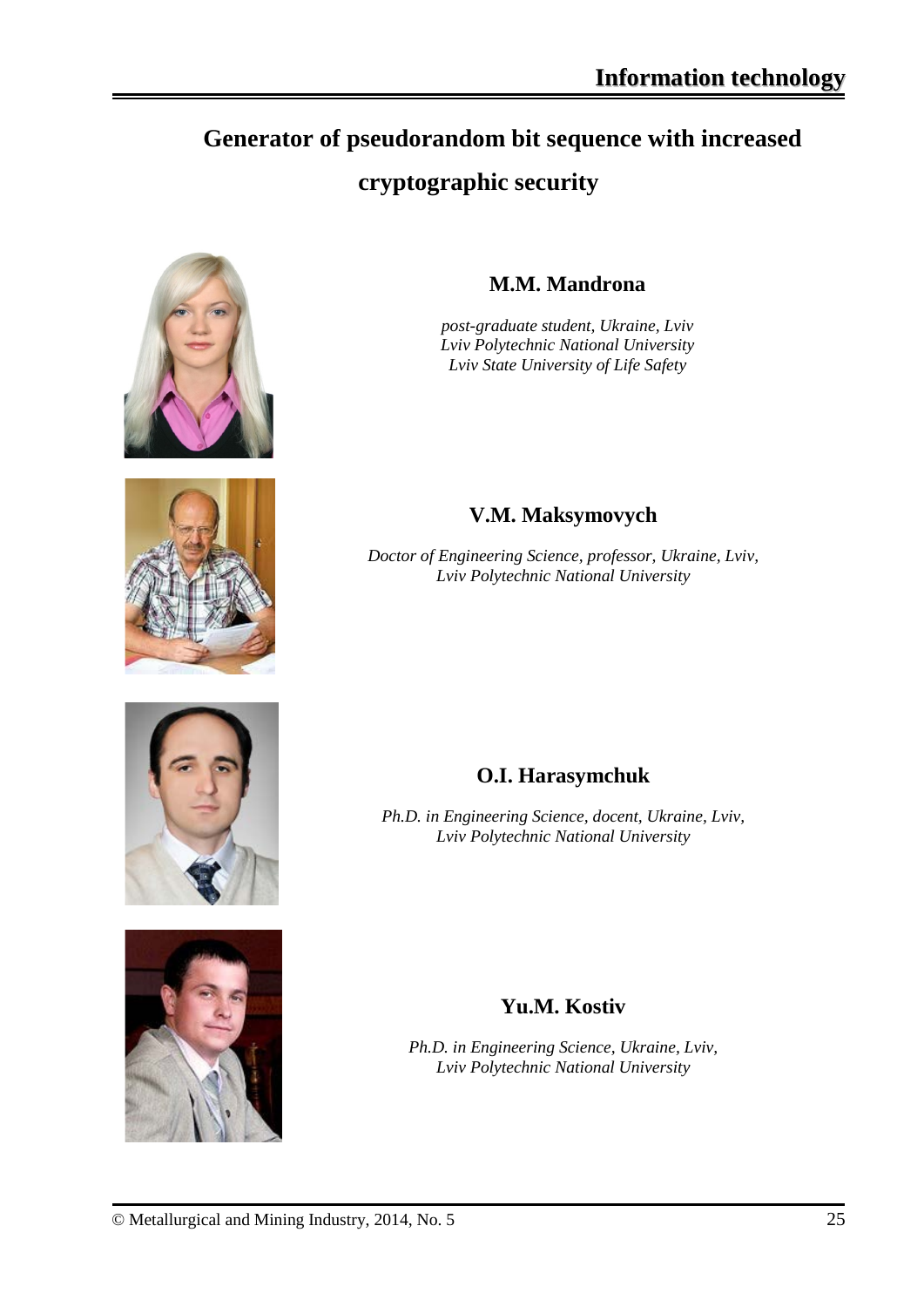# Generator of pseudorandom bit sequence with increased cryptographic security

**M.M. Mandrona**

*post-graduate student, Ukraine, Lviv*
*Lviv Polytechnic National University*
*Lviv State University of Life Safety*

**V.M. Maksymovych**

*Doctor of Engineering Science, professor, Ukraine, Lviv,*
*Lviv Polytechnic National University*

**O.I. Harasymchuk**

*Ph.D. in Engineering Science, docent, Ukraine, Lviv,*
*Lviv Polytechnic National University*

**Yu.M. Kostiv**

*Ph.D. in Engineering Science, Ukraine, Lviv,*
*Lviv Polytechnic National University*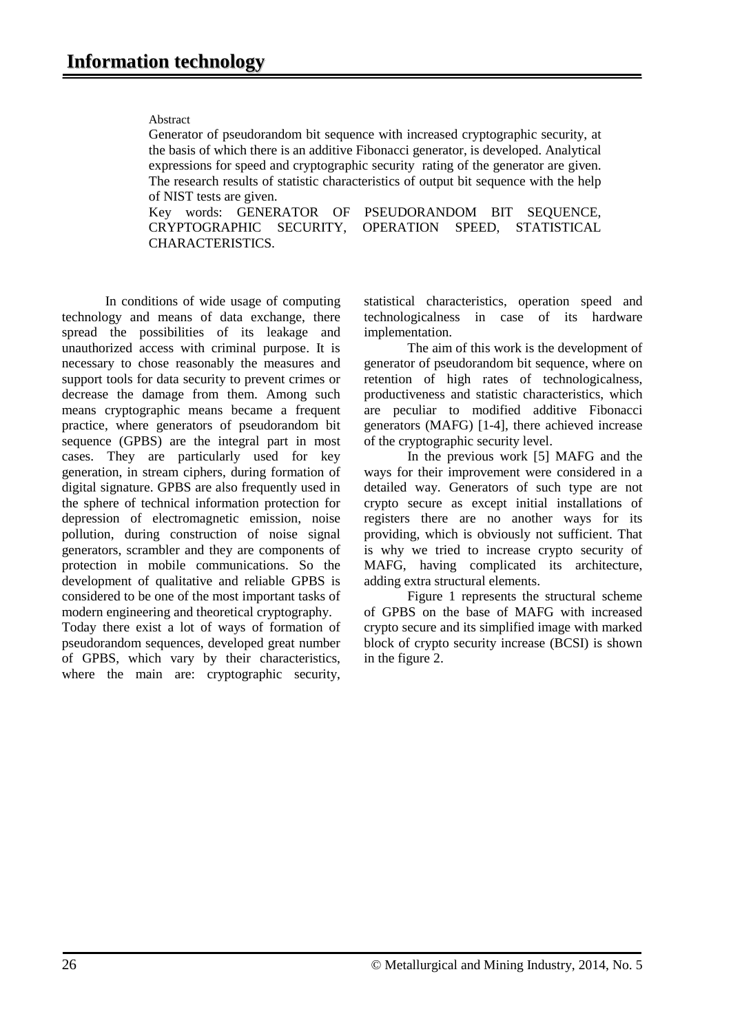Abstract

Generator of pseudorandom bit sequence with increased cryptographic security, at the basis of which there is an additive Fibonacci generator, is developed. Analytical expressions for speed and cryptographic security rating of the generator are given. The research results of statistic characteristics of output bit sequence with the help of NIST tests are given.

Key words: GENERATOR OF PSEUDORANDOM BIT SEQUENCE, CRYPTOGRAPHIC SECURITY, OPERATION SPEED, STATISTICAL CHARACTERISTICS.

In conditions of wide usage of computing technology and means of data exchange, there spread the possibilities of its leakage and unauthorized access with criminal purpose. It is necessary to chose reasonably the measures and support tools for data security to prevent crimes or decrease the damage from them. Among such means cryptographic means became a frequent practice, where generators of pseudorandom bit sequence (GPBS) are the integral part in most cases. They are particularly used for key generation, in stream ciphers, during formation of digital signature. GPBS are also frequently used in the sphere of technical information protection for depression of electromagnetic emission, noise pollution, during construction of noise signal generators, scrambler and they are components of protection in mobile communications. So the development of qualitative and reliable GPBS is considered to be one of the most important tasks of modern engineering and theoretical cryptography.

Today there exist a lot of ways of formation of pseudorandom sequences, developed great number of GPBS, which vary by their characteristics, where the main are: cryptographic security, statistical characteristics, operation speed and technologicalness in case of its hardware implementation.

The aim of this work is the development of generator of pseudorandom bit sequence, where on retention of high rates of technologicalness, productiveness and statistic characteristics, which are peculiar to modified additive Fibonacci generators (MAFG) [1-4], there achieved increase of the cryptographic security level.

In the previous work [5] MAFG and the ways for their improvement were considered in a detailed way. Generators of such type are not crypto secure as except initial installations of registers there are no another ways for its providing, which is obviously not sufficient. That is why we tried to increase crypto security of MAFG, having complicated its architecture, adding extra structural elements.

Figure 1 represents the structural scheme of GPBS on the base of MAFG with increased crypto secure and its simplified image with marked block of crypto security increase (BCSI) is shown in the figure 2.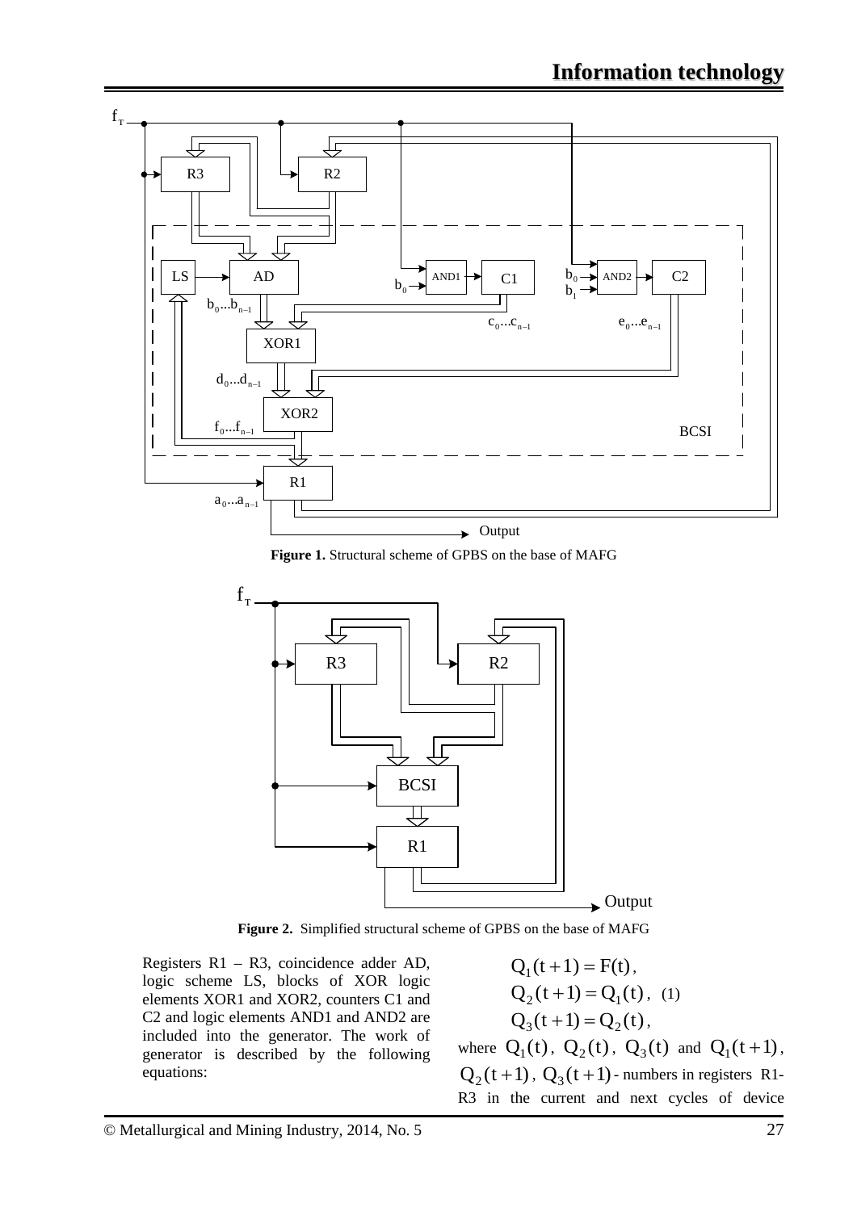**Figure 1.** Structural scheme of GPBS on the base of MAFG

**Figure 2.** Simplified structural scheme of GPBS on the base of MAFG

Registers R1 – R3, coincidence adder AD, logic scheme LS, blocks of XOR logic elements XOR1 and XOR2, counters C1 and C2 and logic elements AND1 and AND2 are included into the generator. The work of generator is described by the following equations:

$$Q_1(t+1) = F(t),$$
$$Q_2(t+1) = Q_1(t), \quad (1)$$
$$Q_3(t+1) = Q_2(t),$$

where $Q_1(t)$, $Q_2(t)$, $Q_3(t)$ and $Q_1(t+1)$, $Q_2(t+1)$, $Q_3(t+1)$ - numbers in registers R1-R3 in the current and next cycles of device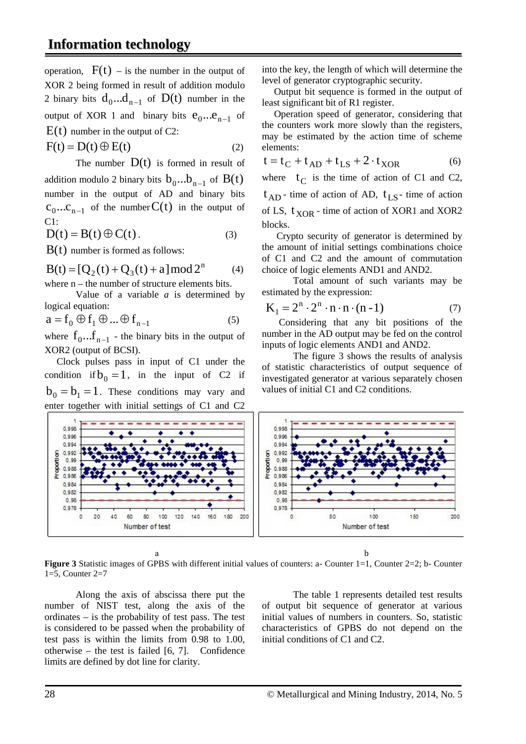operation, $F(t)$ – is the number in the output of XOR 2 being formed in result of addition modulo 2 binary bits $d_0...d_{n-1}$ of $D(t)$ number in the output of XOR 1 and binary bits $e_0...e_{n-1}$ of $E(t)$ number in the output of C2:

$$F(t) = D(t) \oplus E(t) \qquad (2)$$

The number $D(t)$ is formed in result of addition modulo 2 binary bits $b_0...b_{n-1}$ of $B(t)$ number in the output of AD and binary bits $c_0...c_{n-1}$ of the number $C(t)$ in the output of C1:

$$D(t) = B(t) \oplus C(t). \qquad (3)$$

$B(t)$ number is formed as follows:

$$B(t) = [Q_2(t) + Q_3(t) + a] \bmod 2^n \qquad (4)$$

where n – the number of structure elements bits.

Value of a variable *a* is determined by logical equation:

$$a = f_0 \oplus f_1 \oplus ... \oplus f_{n-1} \qquad (5)$$

where $f_0...f_{n-1}$ - the binary bits in the output of XOR2 (output of BCSI).

Clock pulses pass in input of C1 under the condition if $b_0 = 1$, in the input of C2 if $b_0 = b_1 = 1$. These conditions may vary and enter together with initial settings of C1 and C2 into the key, the length of which will determine the level of generator cryptographic security.

Output bit sequence is formed in the output of least significant bit of R1 register.

Operation speed of generator, considering that the counters work more slowly than the registers, may be estimated by the action time of scheme elements:

$$t = t_C + t_{AD} + t_{LS} + 2 \cdot t_{XOR} \qquad (6)$$

where $t_C$ is the time of action of C1 and C2, $t_{AD}$ - time of action of AD, $t_{LS}$ - time of action of LS, $t_{XOR}$ - time of action of XOR1 and XOR2 blocks.

Crypto security of generator is determined by the amount of initial settings combinations choice of C1 and C2 and the amount of commutation choice of logic elements AND1 and AND2.

Total amount of such variants may be estimated by the expression:

$$K_1 = 2^n \cdot 2^n \cdot n \cdot n \cdot (n - 1) \qquad (7)$$

Considering that any bit positions of the number in the AD output may be fed on the control inputs of logic elements AND1 and AND2.

The figure 3 shows the results of analysis of statistic characteristics of output sequence of investigated generator at various separately chosen values of initial C1 and C2 conditions.

a b

**Figure 3** Statistic images of GPBS with different initial values of counters: a- Counter 1=1, Counter 2=2; b- Counter 1=5, Counter 2=7

Along the axis of abscissa there put the number of NIST test, along the axis of the ordinates – is the probability of test pass. The test is considered to be passed when the probability of test pass is within the limits from 0.98 to 1.00, otherwise – the test is failed [6, 7]. Confidence limits are defined by dot line for clarity.

The table 1 represents detailed test results of output bit sequence of generator at various initial values of numbers in counters. So, statistic characteristics of GPBS do not depend on the initial conditions of C1 and C2.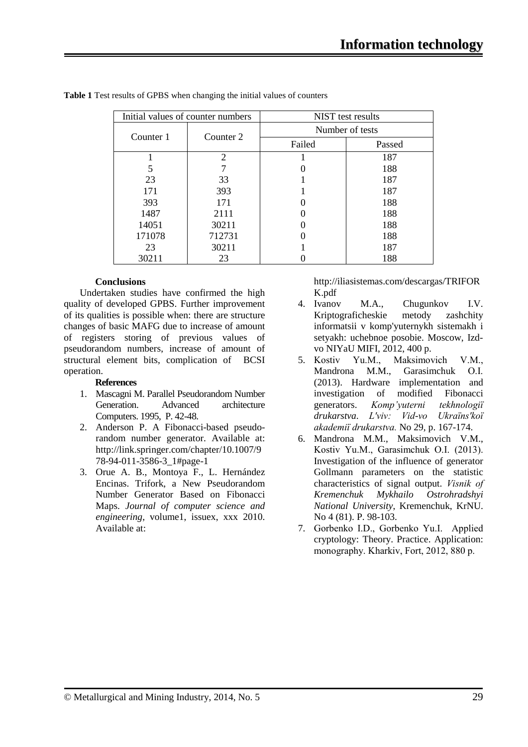**Table 1** Test results of GPBS when changing the initial values of counters

| Initial values of counter numbers | | NIST test results | |
|---|---|---|---|
| Counter 1 | Counter 2 | Number of tests | |
| | | Failed | Passed |
| 1 | 2 | 1 | 187 |
| 5 | 7 | 0 | 188 |
| 23 | 33 | 1 | 187 |
| 171 | 393 | 1 | 187 |
| 393 | 171 | 0 | 188 |
| 1487 | 2111 | 0 | 188 |
| 14051 | 30211 | 0 | 188 |
| 171078 | 712731 | 0 | 188 |
| 23 | 30211 | 1 | 187 |
| 30211 | 23 | 0 | 188 |

## Conclusions

Undertaken studies have confirmed the high quality of developed GPBS. Further improvement of its qualities is possible when: there are structure changes of basic MAFG due to increase of amount of registers storing of previous values of pseudorandom numbers, increase of amount of structural element bits, complication of BCSI operation.

## References

1. Mascagni M. Parallel Pseudorandom Number Generation. Advanced architecture Computers. 1995, P. 42-48.
2. Anderson P. A Fibonacci-based pseudo-random number generator. Available at: http://link.springer.com/chapter/10.1007/978-94-011-3586-3_1#page-1
3. Orue A. B., Montoya F., L. Hernández Encinas. Trifork, a New Pseudorandom Number Generator Based on Fibonacci Maps. *Journal of computer science and engineering*, volume1, issuex, xxx 2010. Available at: http://iliasistemas.com/descargas/TRIFORK.pdf
4. Ivanov M.A., Chugunkov I.V. Kriptograficheskie metody zashchity informatsii v komp'yuternykh sistemakh i setyakh: uchebnoe posobie. Moscow, Izd-vo NIYaU MIFI, 2012, 400 p.
5. Kostiv Yu.M., Maksimovich V.M., Mandrona M.M., Garasimchuk O.I. (2013). Hardware implementation and investigation of modified Fibonacci generators. *Komp'yuterni tekhnologiї drukarstva*. *L'viv: Vid-vo Ukraïns'koï akademiї drukarstva.* No 29, p. 167-174.
6. Mandrona M.M., Maksimovich V.M., Kostiv Yu.M., Garasimchuk O.I. (2013). Investigation of the influence of generator Gollmann parameters on the statistic characteristics of signal output. *Visnik of Kremenchuk Mykhailo Ostrohradshyi National University,* Kremenchuk, KrNU. No 4 (81). P. 98-103.
7. Gorbenko I.D., Gorbenko Yu.I. Applied cryptology: Theory. Practice. Application: monography. Kharkiv, Fort, 2012, 880 p.